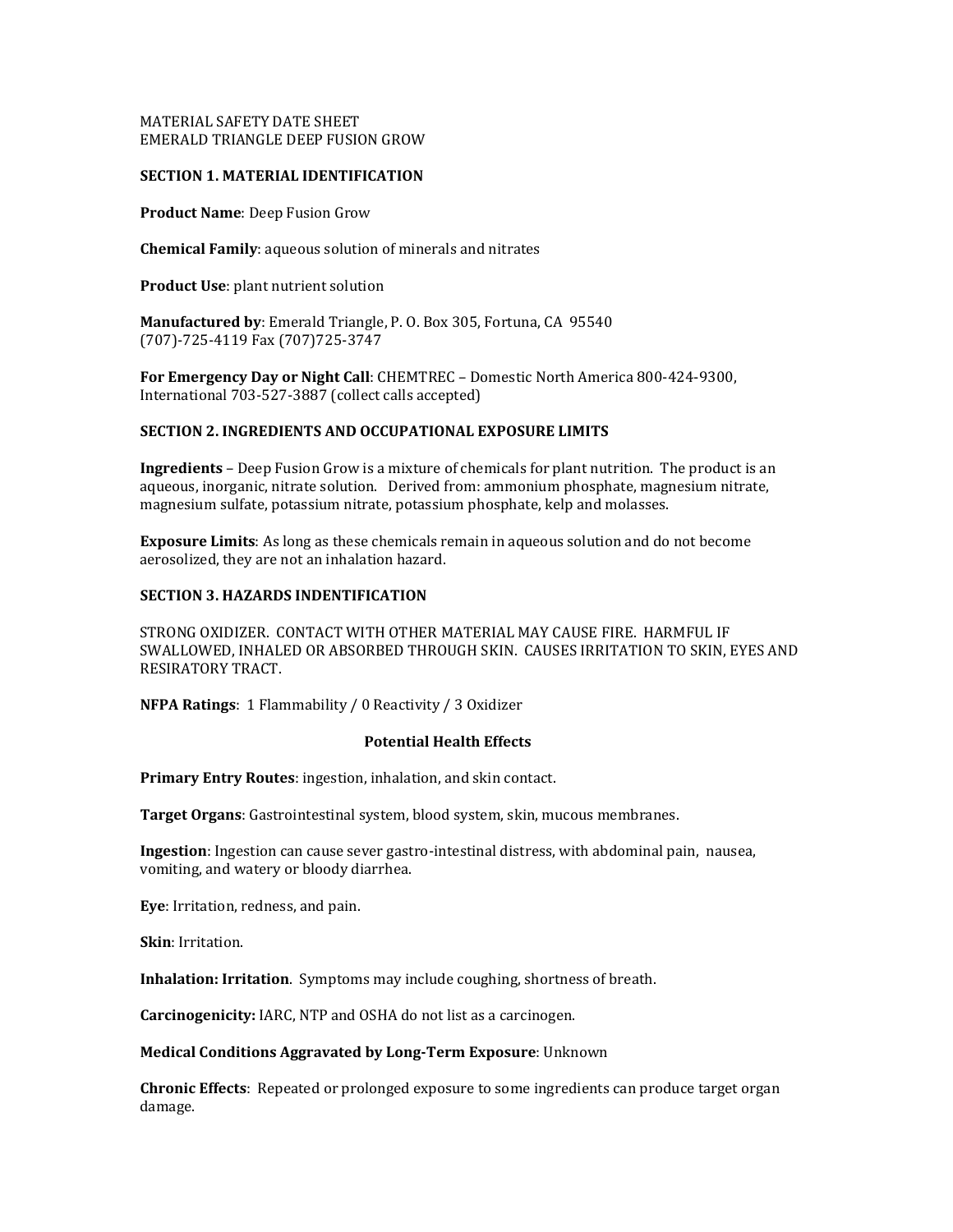MATERIAL SAFETY DATE SHEET
EMERALD TRIANGLE DEEP FUSION GROW

## SECTION 1. MATERIAL IDENTIFICATION

**Product Name**: Deep Fusion Grow

**Chemical Family**: aqueous solution of minerals and nitrates

**Product Use**: plant nutrient solution

**Manufactured by**: Emerald Triangle, P. O. Box 305, Fortuna, CA 95540
(707)-725-4119 Fax (707)725-3747

**For Emergency Day or Night Call**: CHEMTREC – Domestic North America 800-424-9300, International 703-527-3887 (collect calls accepted)

## SECTION 2. INGREDIENTS AND OCCUPATIONAL EXPOSURE LIMITS

**Ingredients** – Deep Fusion Grow is a mixture of chemicals for plant nutrition. The product is an aqueous, inorganic, nitrate solution. Derived from: ammonium phosphate, magnesium nitrate, magnesium sulfate, potassium nitrate, potassium phosphate, kelp and molasses.

**Exposure Limits**: As long as these chemicals remain in aqueous solution and do not become aerosolized, they are not an inhalation hazard.

## SECTION 3. HAZARDS INDENTIFICATION

STRONG OXIDIZER. CONTACT WITH OTHER MATERIAL MAY CAUSE FIRE. HARMFUL IF SWALLOWED, INHALED OR ABSORBED THROUGH SKIN. CAUSES IRRITATION TO SKIN, EYES AND RESIRATORY TRACT.

**NFPA Ratings**: 1 Flammability / 0 Reactivity / 3 Oxidizer

### Potential Health Effects

**Primary Entry Routes**: ingestion, inhalation, and skin contact.

**Target Organs**: Gastrointestinal system, blood system, skin, mucous membranes.

**Ingestion**: Ingestion can cause sever gastro-intestinal distress, with abdominal pain, nausea, vomiting, and watery or bloody diarrhea.

**Eye**: Irritation, redness, and pain.

**Skin**: Irritation.

**Inhalation: Irritation**. Symptoms may include coughing, shortness of breath.

**Carcinogenicity:** IARC, NTP and OSHA do not list as a carcinogen.

**Medical Conditions Aggravated by Long-Term Exposure**: Unknown

**Chronic Effects**: Repeated or prolonged exposure to some ingredients can produce target organ damage.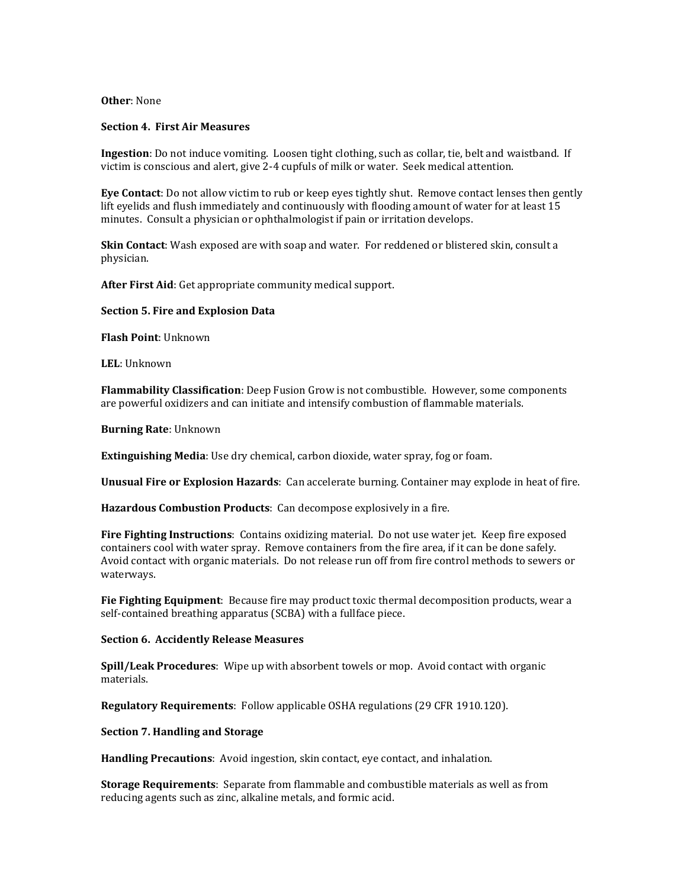**Other**: None

**Section 4. First Air Measures**

**Ingestion**: Do not induce vomiting. Loosen tight clothing, such as collar, tie, belt and waistband. If victim is conscious and alert, give 2-4 cupfuls of milk or water. Seek medical attention.

**Eye Contact**: Do not allow victim to rub or keep eyes tightly shut. Remove contact lenses then gently lift eyelids and flush immediately and continuously with flooding amount of water for at least 15 minutes. Consult a physician or ophthalmologist if pain or irritation develops.

**Skin Contact**: Wash exposed are with soap and water. For reddened or blistered skin, consult a physician.

**After First Aid**: Get appropriate community medical support.

**Section 5. Fire and Explosion Data**

**Flash Point**: Unknown

**LEL**: Unknown

**Flammability Classification**: Deep Fusion Grow is not combustible. However, some components are powerful oxidizers and can initiate and intensify combustion of flammable materials.

**Burning Rate**: Unknown

**Extinguishing Media**: Use dry chemical, carbon dioxide, water spray, fog or foam.

**Unusual Fire or Explosion Hazards**: Can accelerate burning. Container may explode in heat of fire.

**Hazardous Combustion Products**: Can decompose explosively in a fire.

**Fire Fighting Instructions**: Contains oxidizing material. Do not use water jet. Keep fire exposed containers cool with water spray. Remove containers from the fire area, if it can be done safely. Avoid contact with organic materials. Do not release run off from fire control methods to sewers or waterways.

**Fie Fighting Equipment**: Because fire may product toxic thermal decomposition products, wear a self-contained breathing apparatus (SCBA) with a fullface piece.

**Section 6. Accidently Release Measures**

**Spill/Leak Procedures**: Wipe up with absorbent towels or mop. Avoid contact with organic materials.

**Regulatory Requirements**: Follow applicable OSHA regulations (29 CFR 1910.120).

**Section 7. Handling and Storage**

**Handling Precautions**: Avoid ingestion, skin contact, eye contact, and inhalation.

**Storage Requirements**: Separate from flammable and combustible materials as well as from reducing agents such as zinc, alkaline metals, and formic acid.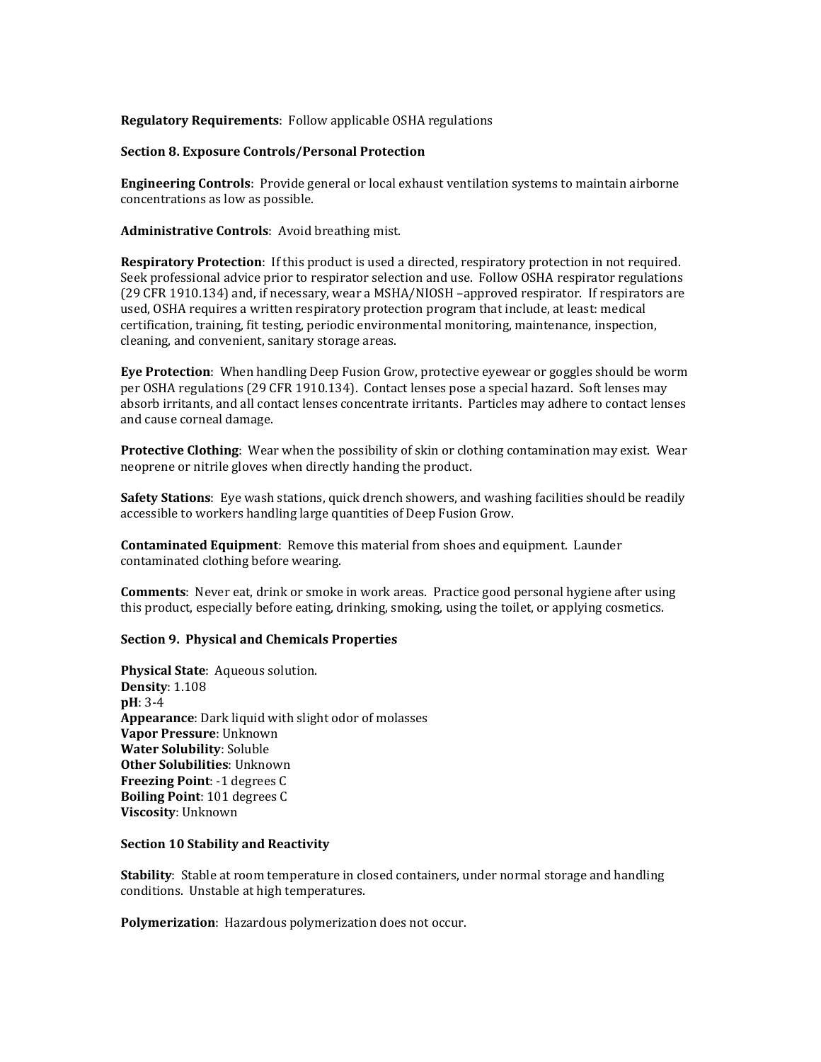**Regulatory Requirements**: Follow applicable OSHA regulations

**Section 8. Exposure Controls/Personal Protection**

**Engineering Controls**: Provide general or local exhaust ventilation systems to maintain airborne concentrations as low as possible.

**Administrative Controls**: Avoid breathing mist.

**Respiratory Protection**: If this product is used a directed, respiratory protection in not required. Seek professional advice prior to respirator selection and use. Follow OSHA respirator regulations (29 CFR 1910.134) and, if necessary, wear a MSHA/NIOSH –approved respirator. If respirators are used, OSHA requires a written respiratory protection program that include, at least: medical certification, training, fit testing, periodic environmental monitoring, maintenance, inspection, cleaning, and convenient, sanitary storage areas.

**Eye Protection**: When handling Deep Fusion Grow, protective eyewear or goggles should be worm per OSHA regulations (29 CFR 1910.134). Contact lenses pose a special hazard. Soft lenses may absorb irritants, and all contact lenses concentrate irritants. Particles may adhere to contact lenses and cause corneal damage.

**Protective Clothing**: Wear when the possibility of skin or clothing contamination may exist. Wear neoprene or nitrile gloves when directly handing the product.

**Safety Stations**: Eye wash stations, quick drench showers, and washing facilities should be readily accessible to workers handling large quantities of Deep Fusion Grow.

**Contaminated Equipment**: Remove this material from shoes and equipment. Launder contaminated clothing before wearing.

**Comments**: Never eat, drink or smoke in work areas. Practice good personal hygiene after using this product, especially before eating, drinking, smoking, using the toilet, or applying cosmetics.

**Section 9. Physical and Chemicals Properties**

**Physical State**: Aqueous solution.
**Density**: 1.108
**pH**: 3-4
**Appearance**: Dark liquid with slight odor of molasses
**Vapor Pressure**: Unknown
**Water Solubility**: Soluble
**Other Solubilities**: Unknown
**Freezing Point**: -1 degrees C
**Boiling Point**: 101 degrees C
**Viscosity**: Unknown

**Section 10 Stability and Reactivity**

**Stability**: Stable at room temperature in closed containers, under normal storage and handling conditions. Unstable at high temperatures.

**Polymerization**: Hazardous polymerization does not occur.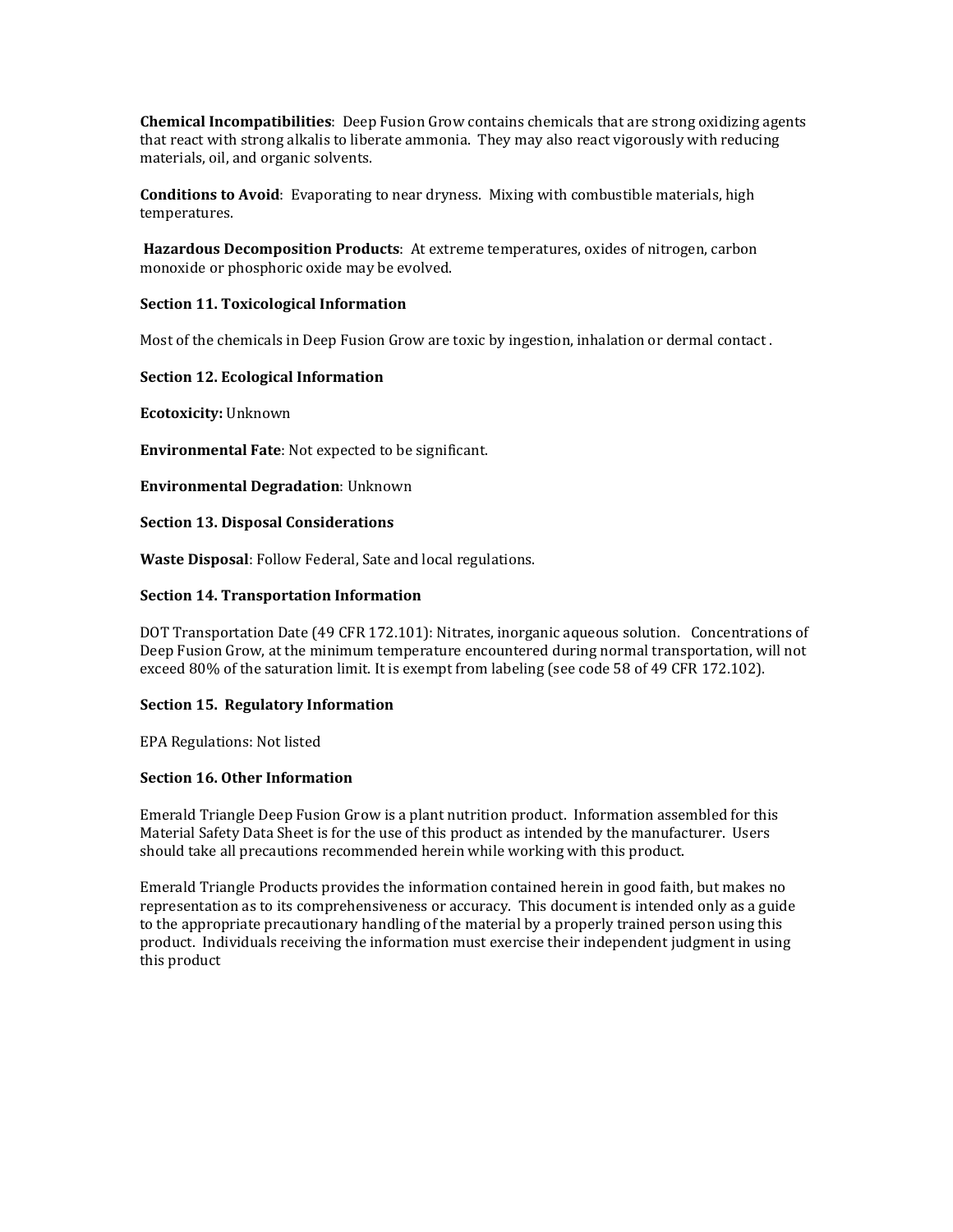**Chemical Incompatibilities**: Deep Fusion Grow contains chemicals that are strong oxidizing agents that react with strong alkalis to liberate ammonia. They may also react vigorously with reducing materials, oil, and organic solvents.

**Conditions to Avoid**: Evaporating to near dryness. Mixing with combustible materials, high temperatures.

**Hazardous Decomposition Products**: At extreme temperatures, oxides of nitrogen, carbon monoxide or phosphoric oxide may be evolved.

### Section 11. Toxicological Information

Most of the chemicals in Deep Fusion Grow are toxic by ingestion, inhalation or dermal contact .

### Section 12. Ecological Information

**Ecotoxicity:** Unknown

**Environmental Fate**: Not expected to be significant.

**Environmental Degradation**: Unknown

### Section 13. Disposal Considerations

**Waste Disposal**: Follow Federal, Sate and local regulations.

### Section 14. Transportation Information

DOT Transportation Date (49 CFR 172.101): Nitrates, inorganic aqueous solution. Concentrations of Deep Fusion Grow, at the minimum temperature encountered during normal transportation, will not exceed 80% of the saturation limit. It is exempt from labeling (see code 58 of 49 CFR 172.102).

### Section 15. Regulatory Information

EPA Regulations: Not listed

### Section 16. Other Information

Emerald Triangle Deep Fusion Grow is a plant nutrition product. Information assembled for this Material Safety Data Sheet is for the use of this product as intended by the manufacturer. Users should take all precautions recommended herein while working with this product.

Emerald Triangle Products provides the information contained herein in good faith, but makes no representation as to its comprehensiveness or accuracy. This document is intended only as a guide to the appropriate precautionary handling of the material by a properly trained person using this product. Individuals receiving the information must exercise their independent judgment in using this product